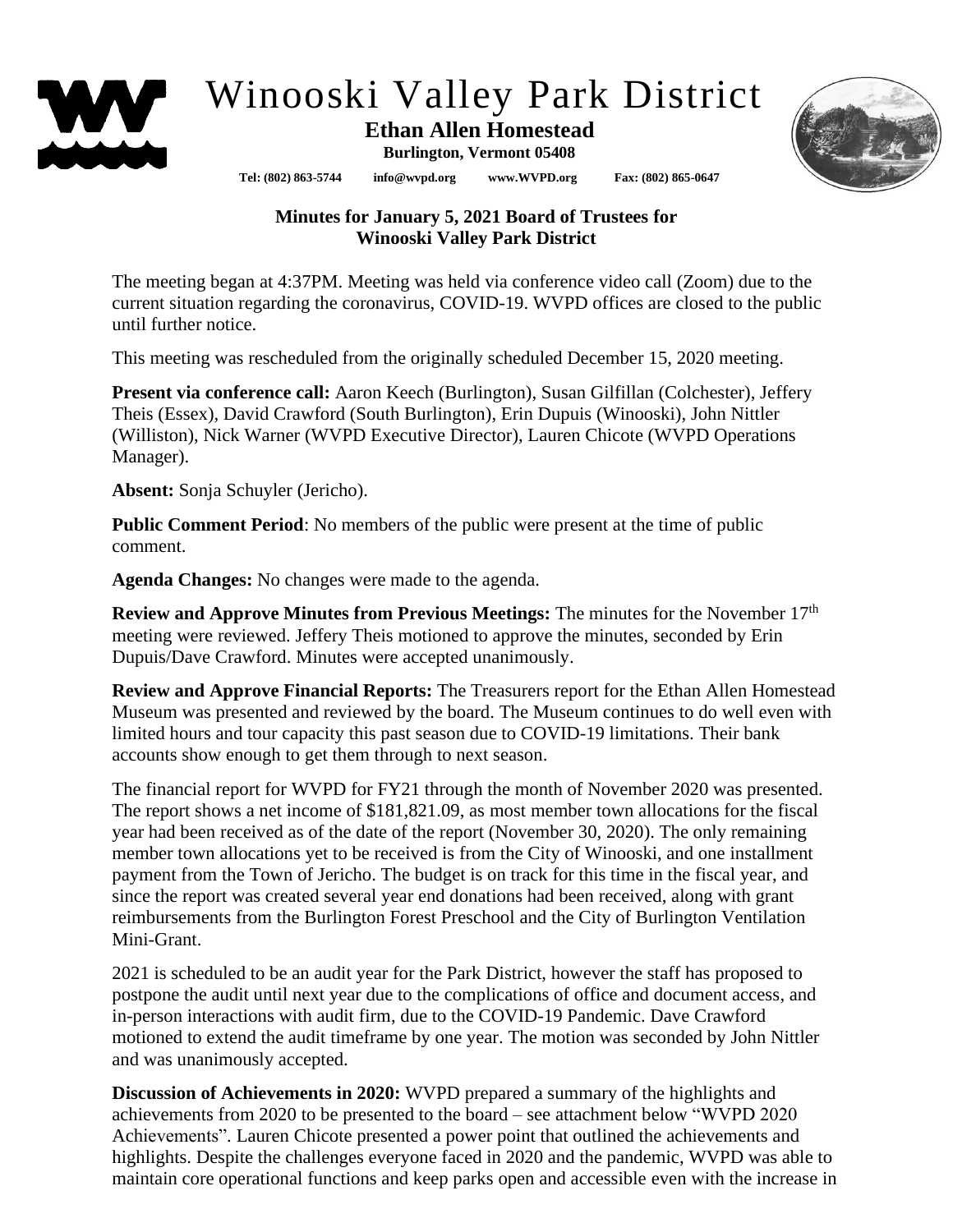# Winooski Valley Park District

**Ethan Allen Homestead**

**Burlington, Vermont 05408**

**Tel: (802) 863-5744 info@wvpd.org www.WVPD.org Fax: (802) 865-0647**

**Minutes for January 5, 2021 Board of Trustees for Winooski Valley Park District**

The meeting began at 4:37PM. Meeting was held via conference video call (Zoom) due to the current situation regarding the coronavirus, COVID-19. WVPD offices are closed to the public until further notice.

This meeting was rescheduled from the originally scheduled December 15, 2020 meeting.

**Present via conference call:** Aaron Keech (Burlington), Susan Gilfillan (Colchester), Jeffery Theis (Essex), David Crawford (South Burlington), Erin Dupuis (Winooski), John Nittler (Williston), Nick Warner (WVPD Executive Director), Lauren Chicote (WVPD Operations Manager).

**Absent:** Sonja Schuyler (Jericho).

**Public Comment Period**: No members of the public were present at the time of public comment.

**Agenda Changes:** No changes were made to the agenda.

**Review and Approve Minutes from Previous Meetings:** The minutes for the November 17th meeting were reviewed. Jeffery Theis motioned to approve the minutes, seconded by Erin Dupuis/Dave Crawford. Minutes were accepted unanimously.

**Review and Approve Financial Reports:** The Treasurers report for the Ethan Allen Homestead Museum was presented and reviewed by the board. The Museum continues to do well even with limited hours and tour capacity this past season due to COVID-19 limitations. Their bank accounts show enough to get them through to next season.

The financial report for WVPD for FY21 through the month of November 2020 was presented. The report shows a net income of $181,821.09, as most member town allocations for the fiscal year had been received as of the date of the report (November 30, 2020). The only remaining member town allocations yet to be received is from the City of Winooski, and one installment payment from the Town of Jericho. The budget is on track for this time in the fiscal year, and since the report was created several year end donations had been received, along with grant reimbursements from the Burlington Forest Preschool and the City of Burlington Ventilation Mini-Grant.

2021 is scheduled to be an audit year for the Park District, however the staff has proposed to postpone the audit until next year due to the complications of office and document access, and in-person interactions with audit firm, due to the COVID-19 Pandemic. Dave Crawford motioned to extend the audit timeframe by one year. The motion was seconded by John Nittler and was unanimously accepted.

**Discussion of Achievements in 2020:** WVPD prepared a summary of the highlights and achievements from 2020 to be presented to the board – see attachment below "WVPD 2020 Achievements". Lauren Chicote presented a power point that outlined the achievements and highlights. Despite the challenges everyone faced in 2020 and the pandemic, WVPD was able to maintain core operational functions and keep parks open and accessible even with the increase in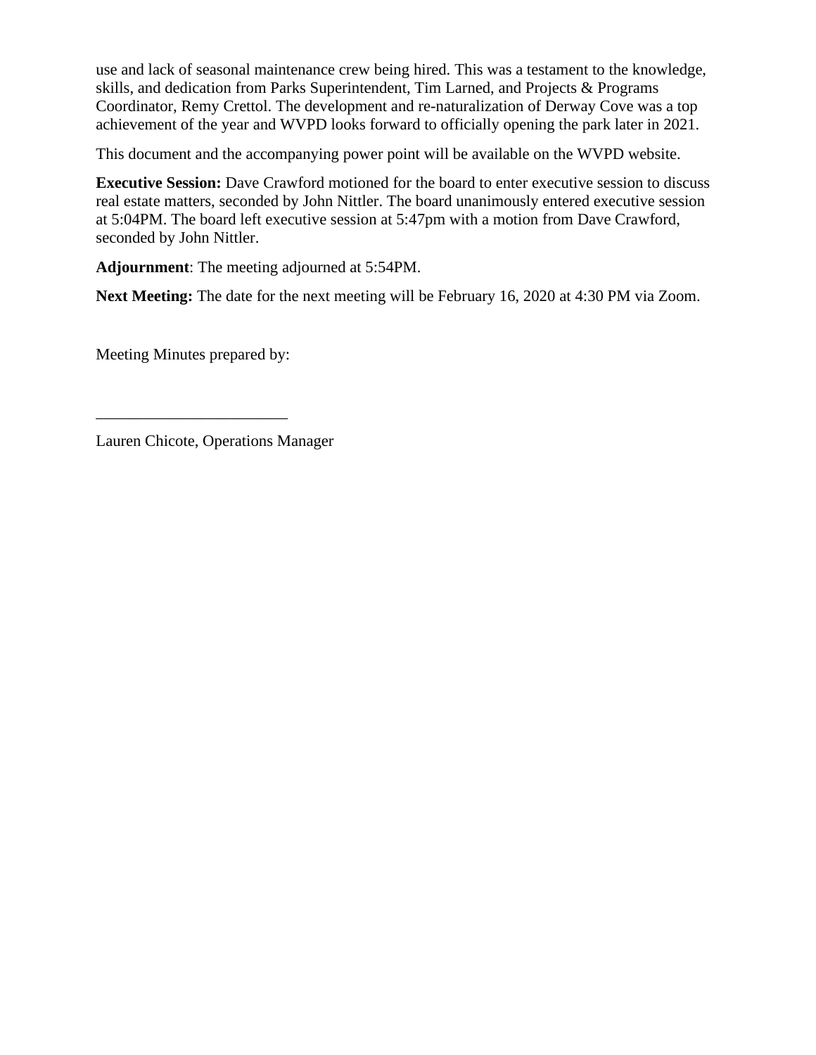use and lack of seasonal maintenance crew being hired. This was a testament to the knowledge, skills, and dedication from Parks Superintendent, Tim Larned, and Projects & Programs Coordinator, Remy Crettol. The development and re-naturalization of Derway Cove was a top achievement of the year and WVPD looks forward to officially opening the park later in 2021.

This document and the accompanying power point will be available on the WVPD website.

**Executive Session:** Dave Crawford motioned for the board to enter executive session to discuss real estate matters, seconded by John Nittler. The board unanimously entered executive session at 5:04PM. The board left executive session at 5:47pm with a motion from Dave Crawford, seconded by John Nittler.

**Adjournment**: The meeting adjourned at 5:54PM.

**Next Meeting:** The date for the next meeting will be February 16, 2020 at 4:30 PM via Zoom.

Meeting Minutes prepared by:

________________________

Lauren Chicote, Operations Manager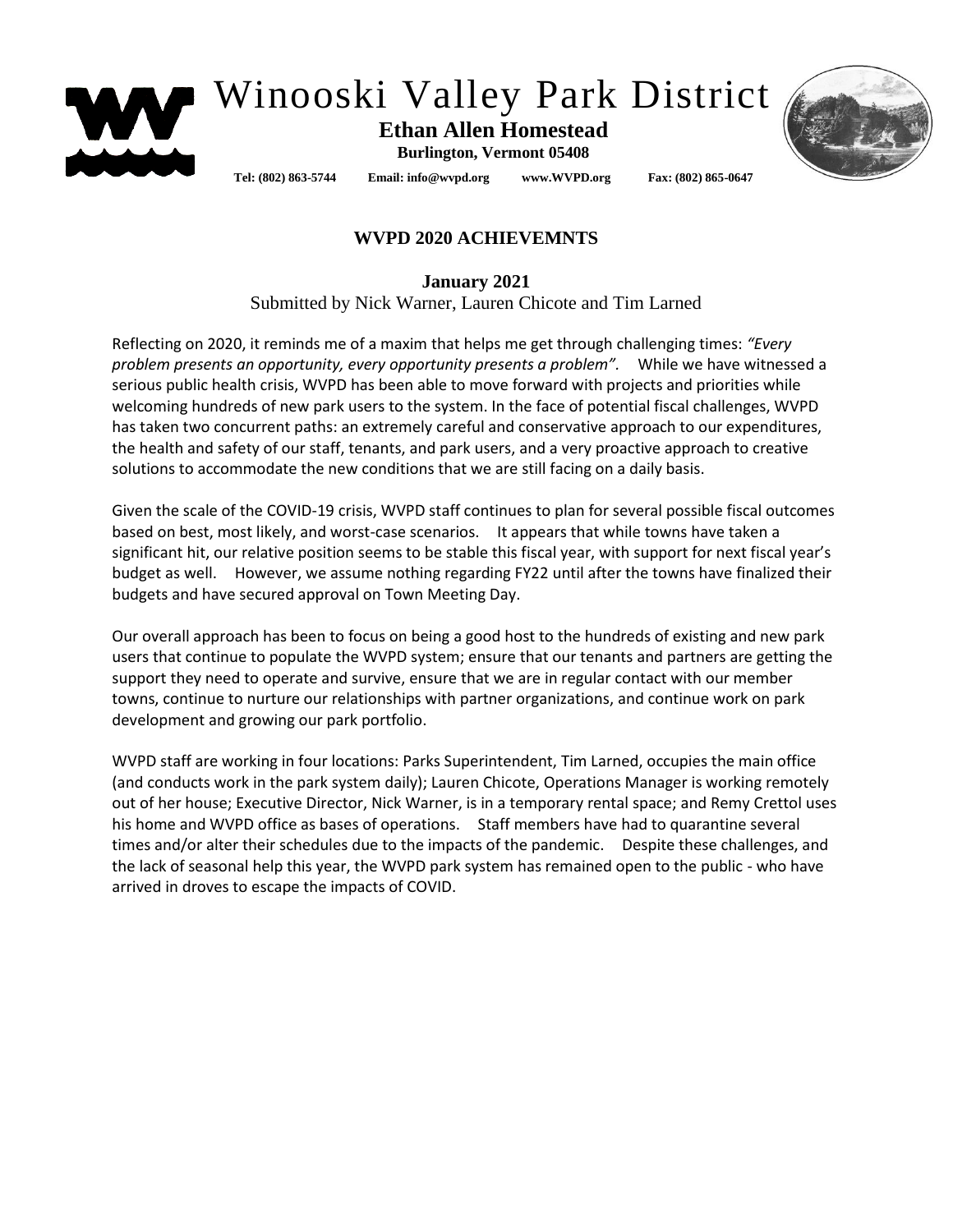# Winooski Valley Park District

**Ethan Allen Homestead**

**Burlington, Vermont 05408**

**Tel: (802) 863-5744 Email: info@wvpd.org www.WVPD.org Fax: (802) 865-0647**

## WVPD 2020 ACHIEVEMNTS

**January 2021**

Submitted by Nick Warner, Lauren Chicote and Tim Larned

Reflecting on 2020, it reminds me of a maxim that helps me get through challenging times: *"Every problem presents an opportunity, every opportunity presents a problem".* While we have witnessed a serious public health crisis, WVPD has been able to move forward with projects and priorities while welcoming hundreds of new park users to the system. In the face of potential fiscal challenges, WVPD has taken two concurrent paths: an extremely careful and conservative approach to our expenditures, the health and safety of our staff, tenants, and park users, and a very proactive approach to creative solutions to accommodate the new conditions that we are still facing on a daily basis.

Given the scale of the COVID-19 crisis, WVPD staff continues to plan for several possible fiscal outcomes based on best, most likely, and worst-case scenarios. It appears that while towns have taken a significant hit, our relative position seems to be stable this fiscal year, with support for next fiscal year's budget as well. However, we assume nothing regarding FY22 until after the towns have finalized their budgets and have secured approval on Town Meeting Day.

Our overall approach has been to focus on being a good host to the hundreds of existing and new park users that continue to populate the WVPD system; ensure that our tenants and partners are getting the support they need to operate and survive, ensure that we are in regular contact with our member towns, continue to nurture our relationships with partner organizations, and continue work on park development and growing our park portfolio.

WVPD staff are working in four locations: Parks Superintendent, Tim Larned, occupies the main office (and conducts work in the park system daily); Lauren Chicote, Operations Manager is working remotely out of her house; Executive Director, Nick Warner, is in a temporary rental space; and Remy Crettol uses his home and WVPD office as bases of operations. Staff members have had to quarantine several times and/or alter their schedules due to the impacts of the pandemic. Despite these challenges, and the lack of seasonal help this year, the WVPD park system has remained open to the public - who have arrived in droves to escape the impacts of COVID.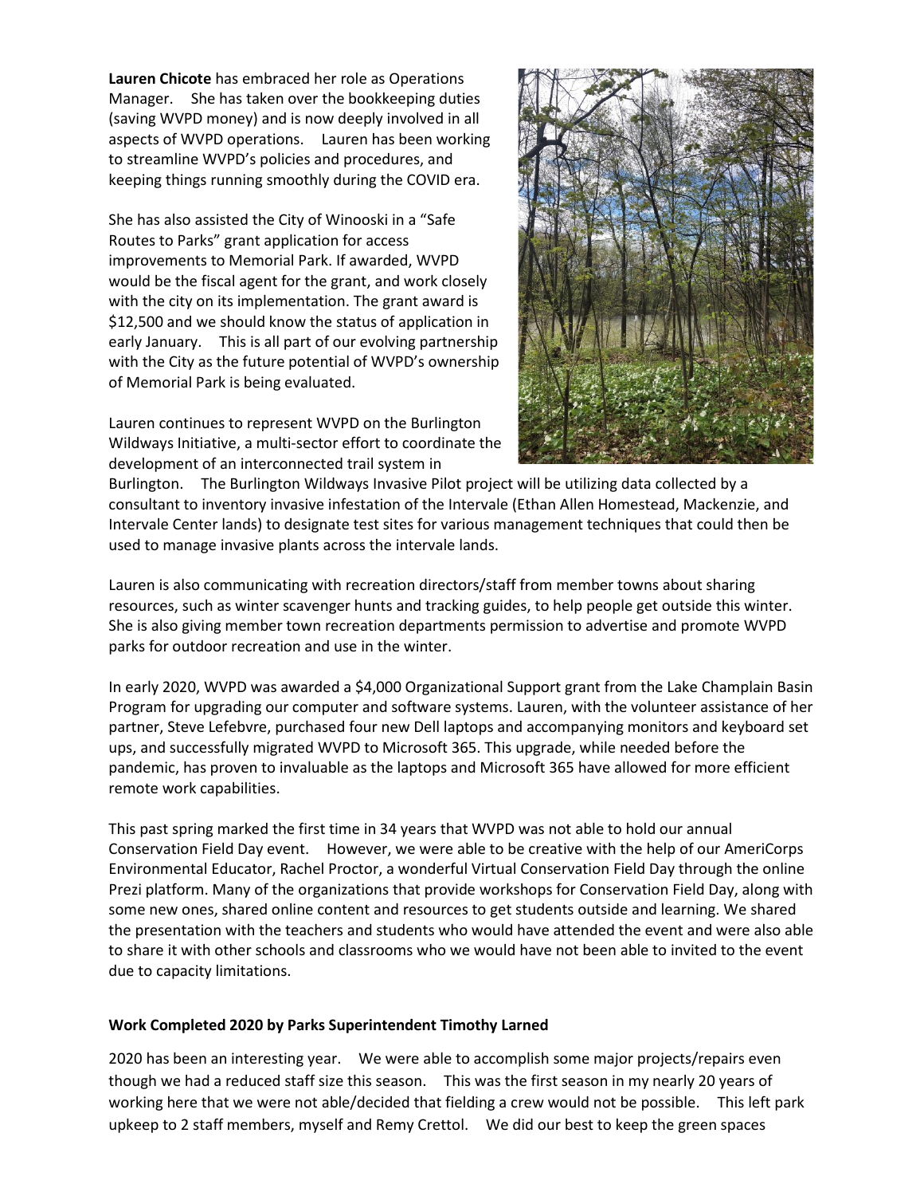**Lauren Chicote** has embraced her role as Operations Manager. She has taken over the bookkeeping duties (saving WVPD money) and is now deeply involved in all aspects of WVPD operations. Lauren has been working to streamline WVPD's policies and procedures, and keeping things running smoothly during the COVID era.

She has also assisted the City of Winooski in a "Safe Routes to Parks" grant application for access improvements to Memorial Park. If awarded, WVPD would be the fiscal agent for the grant, and work closely with the city on its implementation. The grant award is $12,500 and we should know the status of application in early January. This is all part of our evolving partnership with the City as the future potential of WVPD's ownership of Memorial Park is being evaluated.

Lauren continues to represent WVPD on the Burlington Wildways Initiative, a multi-sector effort to coordinate the development of an interconnected trail system in Burlington. The Burlington Wildways Invasive Pilot project will be utilizing data collected by a consultant to inventory invasive infestation of the Intervale (Ethan Allen Homestead, Mackenzie, and Intervale Center lands) to designate test sites for various management techniques that could then be used to manage invasive plants across the intervale lands.

Lauren is also communicating with recreation directors/staff from member towns about sharing resources, such as winter scavenger hunts and tracking guides, to help people get outside this winter. She is also giving member town recreation departments permission to advertise and promote WVPD parks for outdoor recreation and use in the winter.

In early 2020, WVPD was awarded a $4,000 Organizational Support grant from the Lake Champlain Basin Program for upgrading our computer and software systems. Lauren, with the volunteer assistance of her partner, Steve Lefebvre, purchased four new Dell laptops and accompanying monitors and keyboard set ups, and successfully migrated WVPD to Microsoft 365. This upgrade, while needed before the pandemic, has proven to invaluable as the laptops and Microsoft 365 have allowed for more efficient remote work capabilities.

This past spring marked the first time in 34 years that WVPD was not able to hold our annual Conservation Field Day event. However, we were able to be creative with the help of our AmeriCorps Environmental Educator, Rachel Proctor, a wonderful Virtual Conservation Field Day through the online Prezi platform. Many of the organizations that provide workshops for Conservation Field Day, along with some new ones, shared online content and resources to get students outside and learning. We shared the presentation with the teachers and students who would have attended the event and were also able to share it with other schools and classrooms who we would have not been able to invited to the event due to capacity limitations.

**Work Completed 2020 by Parks Superintendent Timothy Larned**

2020 has been an interesting year. We were able to accomplish some major projects/repairs even though we had a reduced staff size this season. This was the first season in my nearly 20 years of working here that we were not able/decided that fielding a crew would not be possible. This left park upkeep to 2 staff members, myself and Remy Crettol. We did our best to keep the green spaces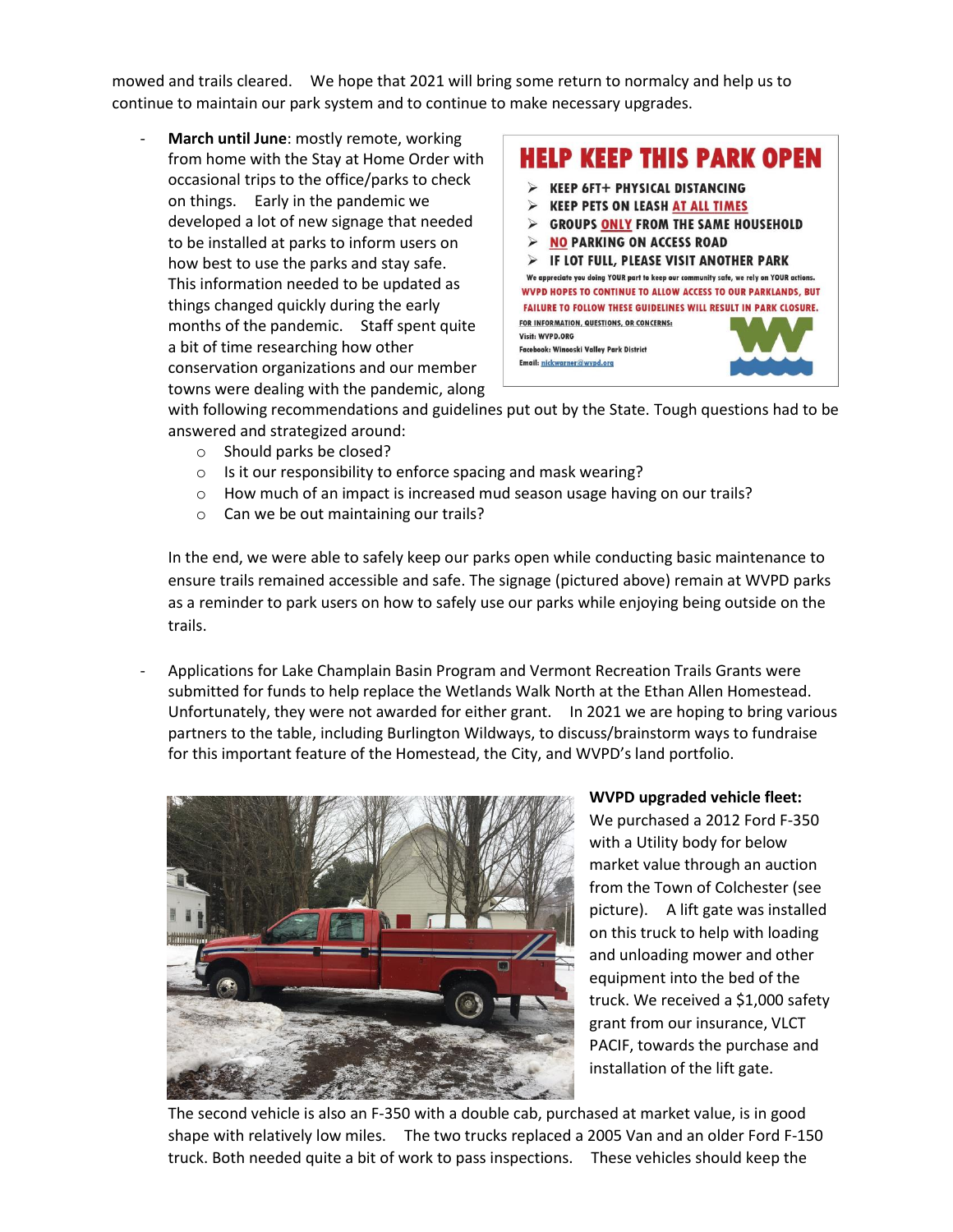mowed and trails cleared. We hope that 2021 will bring some return to normalcy and help us to continue to maintain our park system and to continue to make necessary upgrades.

- **March until June**: mostly remote, working from home with the Stay at Home Order with occasional trips to the office/parks to check on things. Early in the pandemic we developed a lot of new signage that needed to be installed at parks to inform users on how best to use the parks and stay safe. This information needed to be updated as things changed quickly during the early months of the pandemic. Staff spent quite a bit of time researching how other conservation organizations and our member towns were dealing with the pandemic, along with following recommendations and guidelines put out by the State. Tough questions had to be answered and strategized around:
  - Should parks be closed?
  - Is it our responsibility to enforce spacing and mask wearing?
  - How much of an impact is increased mud season usage having on our trails?
  - Can we be out maintaining our trails?

  In the end, we were able to safely keep our parks open while conducting basic maintenance to ensure trails remained accessible and safe. The signage (pictured above) remain at WVPD parks as a reminder to park users on how to safely use our parks while enjoying being outside on the trails.

- Applications for Lake Champlain Basin Program and Vermont Recreation Trails Grants were submitted for funds to help replace the Wetlands Walk North at the Ethan Allen Homestead. Unfortunately, they were not awarded for either grant. In 2021 we are hoping to bring various partners to the table, including Burlington Wildways, to discuss/brainstorm ways to fundraise for this important feature of the Homestead, the City, and WVPD's land portfolio.

  **WVPD upgraded vehicle fleet:** We purchased a 2012 Ford F-350 with a Utility body for below market value through an auction from the Town of Colchester (see picture). A lift gate was installed on this truck to help with loading and unloading mower and other equipment into the bed of the truck. We received a $1,000 safety grant from our insurance, VLCT PACIF, towards the purchase and installation of the lift gate.

  The second vehicle is also an F-350 with a double cab, purchased at market value, is in good shape with relatively low miles. The two trucks replaced a 2005 Van and an older Ford F-150 truck. Both needed quite a bit of work to pass inspections. These vehicles should keep the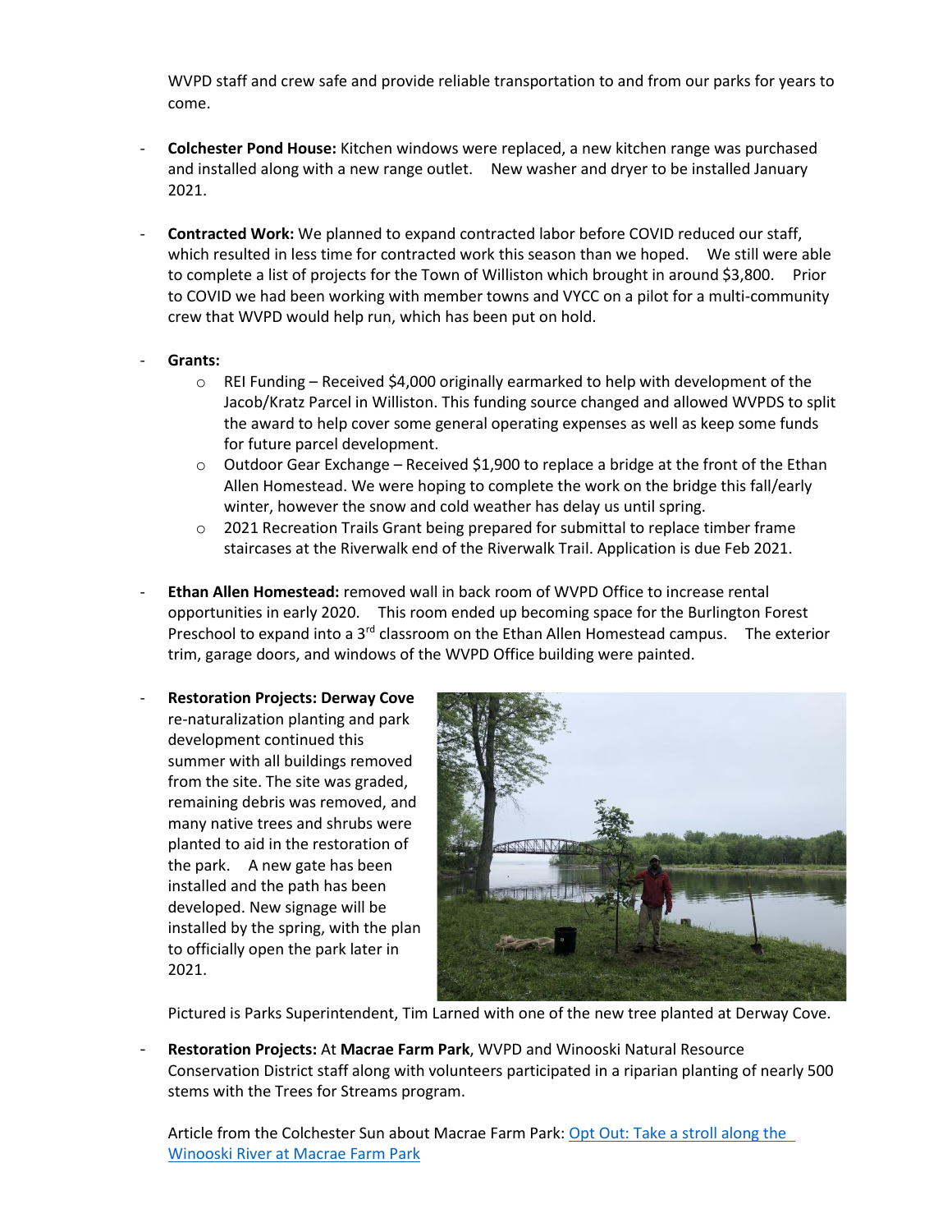WVPD staff and crew safe and provide reliable transportation to and from our parks for years to come.

- **Colchester Pond House:** Kitchen windows were replaced, a new kitchen range was purchased and installed along with a new range outlet. New washer and dryer to be installed January 2021.

- **Contracted Work:** We planned to expand contracted labor before COVID reduced our staff, which resulted in less time for contracted work this season than we hoped. We still were able to complete a list of projects for the Town of Williston which brought in around $3,800. Prior to COVID we had been working with member towns and VYCC on a pilot for a multi-community crew that WVPD would help run, which has been put on hold.

- **Grants:**
    - REI Funding – Received $4,000 originally earmarked to help with development of the Jacob/Kratz Parcel in Williston. This funding source changed and allowed WVPDS to split the award to help cover some general operating expenses as well as keep some funds for future parcel development.
    - Outdoor Gear Exchange – Received $1,900 to replace a bridge at the front of the Ethan Allen Homestead. We were hoping to complete the work on the bridge this fall/early winter, however the snow and cold weather has delay us until spring.
    - 2021 Recreation Trails Grant being prepared for submittal to replace timber frame staircases at the Riverwalk end of the Riverwalk Trail. Application is due Feb 2021.

- **Ethan Allen Homestead:** removed wall in back room of WVPD Office to increase rental opportunities in early 2020. This room ended up becoming space for the Burlington Forest Preschool to expand into a 3rd classroom on the Ethan Allen Homestead campus. The exterior trim, garage doors, and windows of the WVPD Office building were painted.

- **Restoration Projects: Derway Cove** re-naturalization planting and park development continued this summer with all buildings removed from the site. The site was graded, remaining debris was removed, and many native trees and shrubs were planted to aid in the restoration of the park. A new gate has been installed and the path has been developed. New signage will be installed by the spring, with the plan to officially open the park later in 2021.

  Pictured is Parks Superintendent, Tim Larned with one of the new tree planted at Derway Cove.

- **Restoration Projects:** At **Macrae Farm Park**, WVPD and Winooski Natural Resource Conservation District staff along with volunteers participated in a riparian planting of nearly 500 stems with the Trees for Streams program.

  Article from the Colchester Sun about Macrae Farm Park: Opt Out: Take a stroll along the Winooski River at Macrae Farm Park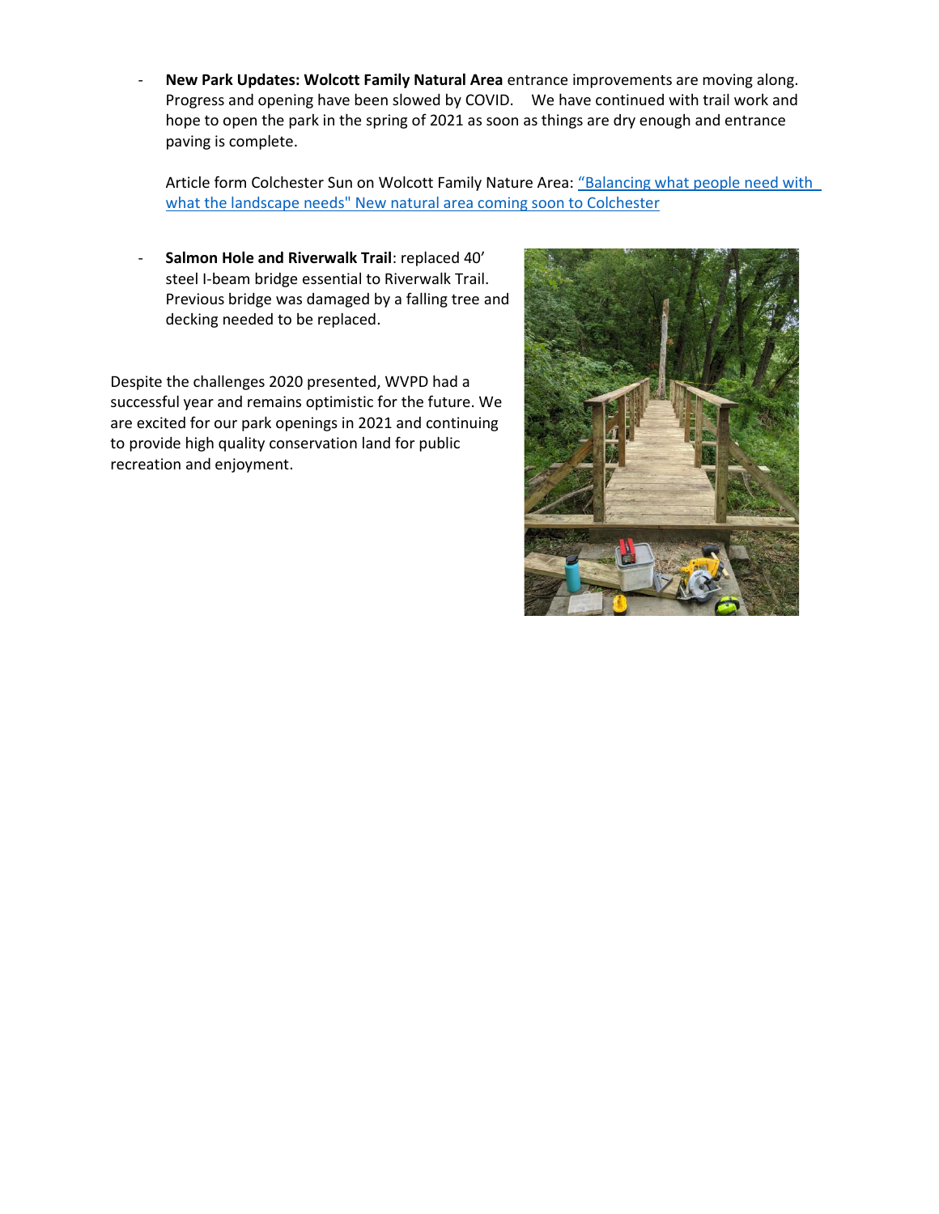- **New Park Updates: Wolcott Family Natural Area** entrance improvements are moving along. Progress and opening have been slowed by COVID. We have continued with trail work and hope to open the park in the spring of 2021 as soon as things are dry enough and entrance paving is complete.

  Article form Colchester Sun on Wolcott Family Nature Area: "Balancing what people need with what the landscape needs" New natural area coming soon to Colchester

- **Salmon Hole and Riverwalk Trail**: replaced 40' steel I-beam bridge essential to Riverwalk Trail. Previous bridge was damaged by a falling tree and decking needed to be replaced.

Despite the challenges 2020 presented, WVPD had a successful year and remains optimistic for the future. We are excited for our park openings in 2021 and continuing to provide high quality conservation land for public recreation and enjoyment.